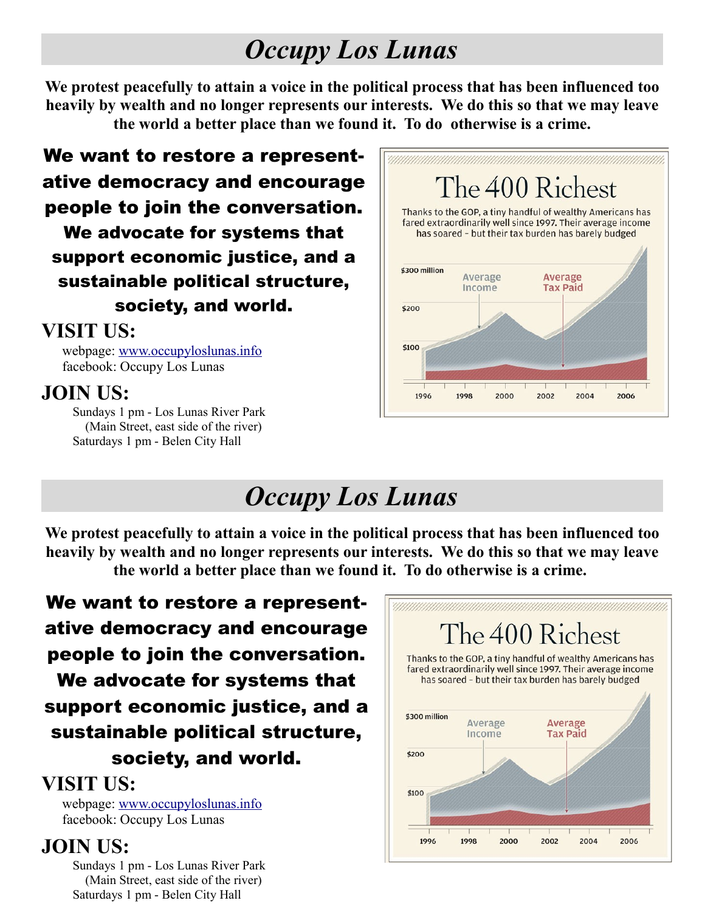# *Occupy Los Lunas*

**We protest peacefully to attain a voice in the political process that has been influenced too heavily by wealth and no longer represents our interests. We do this so that we may leave the world a better place than we found it. To do otherwise is a crime.**

**We want to restore a representative democracy and encourage people to join the conversation. We advocate for systems that support economic justice, and a sustainable political structure, society, and world.**

## VISIT US:

webpage: [www.occupyloslunas.info](http://www.occupyloslunas.info)
facebook: Occupy Los Lunas

## JOIN US:

Sundays 1 pm - Los Lunas River Park
(Main Street, east side of the river)
Saturdays 1 pm - Belen City Hall

The 400 Richest

Thanks to the GOP, a tiny handful of wealthy Americans has fared extraordinarily well since 1997. Their average income has soared – but their tax burden has barely budged

$300 million | $200 | $100
Average Income | Average Tax Paid
1996 | 1998 | 2000 | 2002 | 2004 | 2006

# *Occupy Los Lunas*

**We protest peacefully to attain a voice in the political process that has been influenced too heavily by wealth and no longer represents our interests. We do this so that we may leave the world a better place than we found it. To do otherwise is a crime.**

**We want to restore a representative democracy and encourage people to join the conversation. We advocate for systems that support economic justice, and a sustainable political structure, society, and world.**

## VISIT US:

webpage: [www.occupyloslunas.info](http://www.occupyloslunas.info)
facebook: Occupy Los Lunas

## JOIN US:

Sundays 1 pm - Los Lunas River Park
(Main Street, east side of the river)
Saturdays 1 pm - Belen City Hall

The 400 Richest

Thanks to the GOP, a tiny handful of wealthy Americans has fared extraordinarily well since 1997. Their average income has soared – but their tax burden has barely budged

$300 million | $200 | $100
Average Income | Average Tax Paid
1996 | 1998 | 2000 | 2002 | 2004 | 2006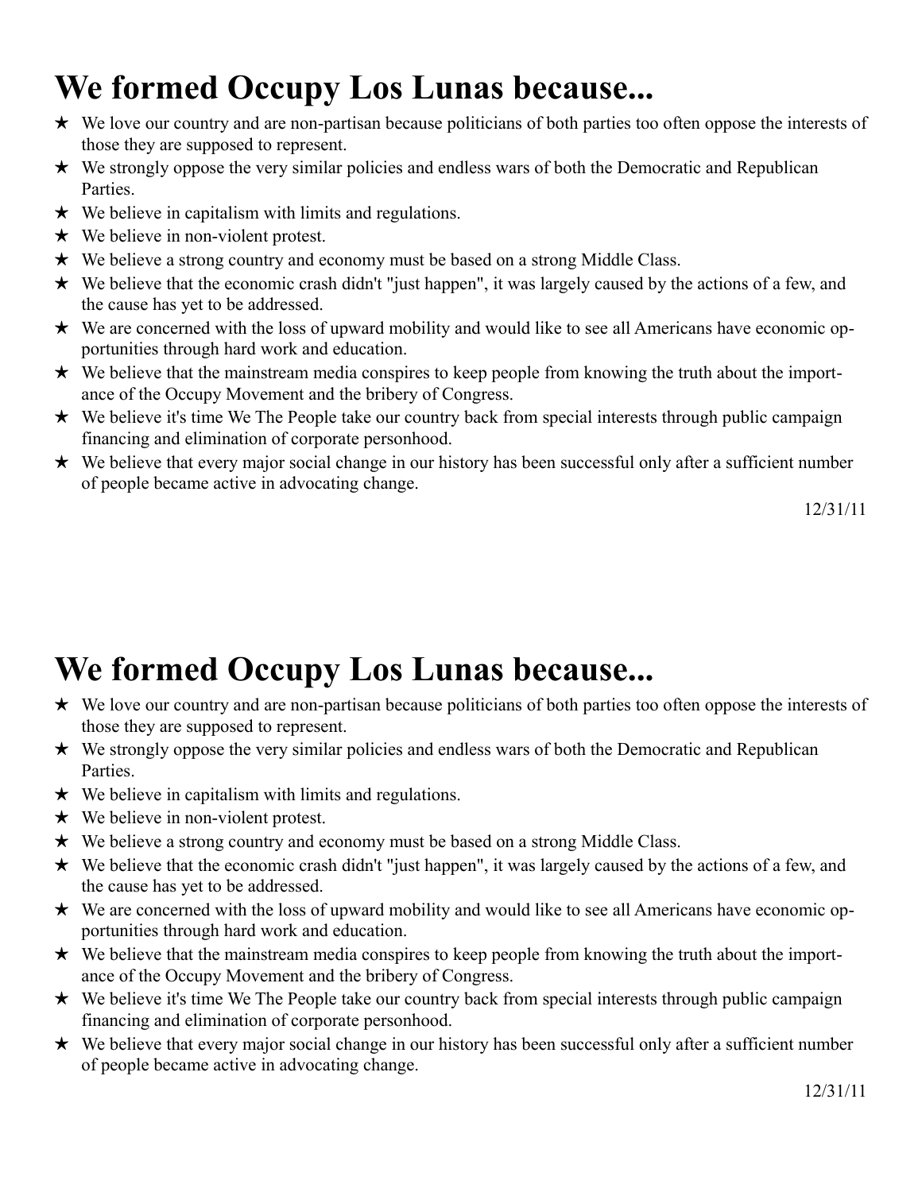# We formed Occupy Los Lunas because...

- ★ We love our country and are non-partisan because politicians of both parties too often oppose the interests of those they are supposed to represent.
- ★ We strongly oppose the very similar policies and endless wars of both the Democratic and Republican Parties.
- ★ We believe in capitalism with limits and regulations.
- ★ We believe in non-violent protest.
- ★ We believe a strong country and economy must be based on a strong Middle Class.
- ★ We believe that the economic crash didn't "just happen", it was largely caused by the actions of a few, and the cause has yet to be addressed.
- ★ We are concerned with the loss of upward mobility and would like to see all Americans have economic opportunities through hard work and education.
- ★ We believe that the mainstream media conspires to keep people from knowing the truth about the importance of the Occupy Movement and the bribery of Congress.
- ★ We believe it's time We The People take our country back from special interests through public campaign financing and elimination of corporate personhood.
- ★ We believe that every major social change in our history has been successful only after a sufficient number of people became active in advocating change.

12/31/11

# We formed Occupy Los Lunas because...

- ★ We love our country and are non-partisan because politicians of both parties too often oppose the interests of those they are supposed to represent.
- ★ We strongly oppose the very similar policies and endless wars of both the Democratic and Republican Parties.
- ★ We believe in capitalism with limits and regulations.
- ★ We believe in non-violent protest.
- ★ We believe a strong country and economy must be based on a strong Middle Class.
- ★ We believe that the economic crash didn't "just happen", it was largely caused by the actions of a few, and the cause has yet to be addressed.
- ★ We are concerned with the loss of upward mobility and would like to see all Americans have economic opportunities through hard work and education.
- ★ We believe that the mainstream media conspires to keep people from knowing the truth about the importance of the Occupy Movement and the bribery of Congress.
- ★ We believe it's time We The People take our country back from special interests through public campaign financing and elimination of corporate personhood.
- ★ We believe that every major social change in our history has been successful only after a sufficient number of people became active in advocating change.

12/31/11